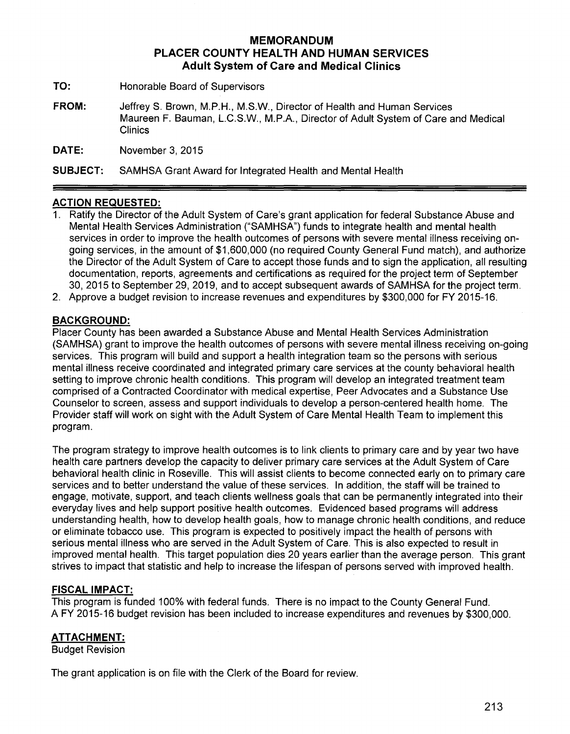# MEMORANDUM
## PLACER COUNTY HEALTH AND HUMAN SERVICES
### Adult System of Care and Medical Clinics

**TO:** Honorable Board of Supervisors

**FROM:** Jeffrey S. Brown, M.P.H., M.S.W., Director of Health and Human Services
Maureen F. Bauman, L.C.S.W., M.P.A., Director of Adult System of Care and Medical Clinics

**DATE:** November 3, 2015

**SUBJECT:** SAMHSA Grant Award for Integrated Health and Mental Health

---

**ACTION REQUESTED:**

1. Ratify the Director of the Adult System of Care's grant application for federal Substance Abuse and Mental Health Services Administration ("SAMHSA") funds to integrate health and mental health services in order to improve the health outcomes of persons with severe mental illness receiving on-going services, in the amount of $1,600,000 (no required County General Fund match), and authorize the Director of the Adult System of Care to accept those funds and to sign the application, all resulting documentation, reports, agreements and certifications as required for the project term of September 30, 2015 to September 29, 2019, and to accept subsequent awards of SAMHSA for the project term.
2. Approve a budget revision to increase revenues and expenditures by $300,000 for FY 2015-16.

**BACKGROUND:**

Placer County has been awarded a Substance Abuse and Mental Health Services Administration (SAMHSA) grant to improve the health outcomes of persons with severe mental illness receiving on-going services. This program will build and support a health integration team so the persons with serious mental illness receive coordinated and integrated primary care services at the county behavioral health setting to improve chronic health conditions. This program will develop an integrated treatment team comprised of a Contracted Coordinator with medical expertise, Peer Advocates and a Substance Use Counselor to screen, assess and support individuals to develop a person-centered health home. The Provider staff will work on sight with the Adult System of Care Mental Health Team to implement this program.

The program strategy to improve health outcomes is to link clients to primary care and by year two have health care partners develop the capacity to deliver primary care services at the Adult System of Care behavioral health clinic in Roseville. This will assist clients to become connected early on to primary care services and to better understand the value of these services. In addition, the staff will be trained to engage, motivate, support, and teach clients wellness goals that can be permanently integrated into their everyday lives and help support positive health outcomes. Evidenced based programs will address understanding health, how to develop health goals, how to manage chronic health conditions, and reduce or eliminate tobacco use. This program is expected to positively impact the health of persons with serious mental illness who are served in the Adult System of Care. This is also expected to result in improved mental health. This target population dies 20 years earlier than the average person. This grant strives to impact that statistic and help to increase the lifespan of persons served with improved health.

**FISCAL IMPACT:**

This program is funded 100% with federal funds. There is no impact to the County General Fund.
A FY 2015-16 budget revision has been included to increase expenditures and revenues by $300,000.

**ATTACHMENT:**

Budget Revision

The grant application is on file with the Clerk of the Board for review.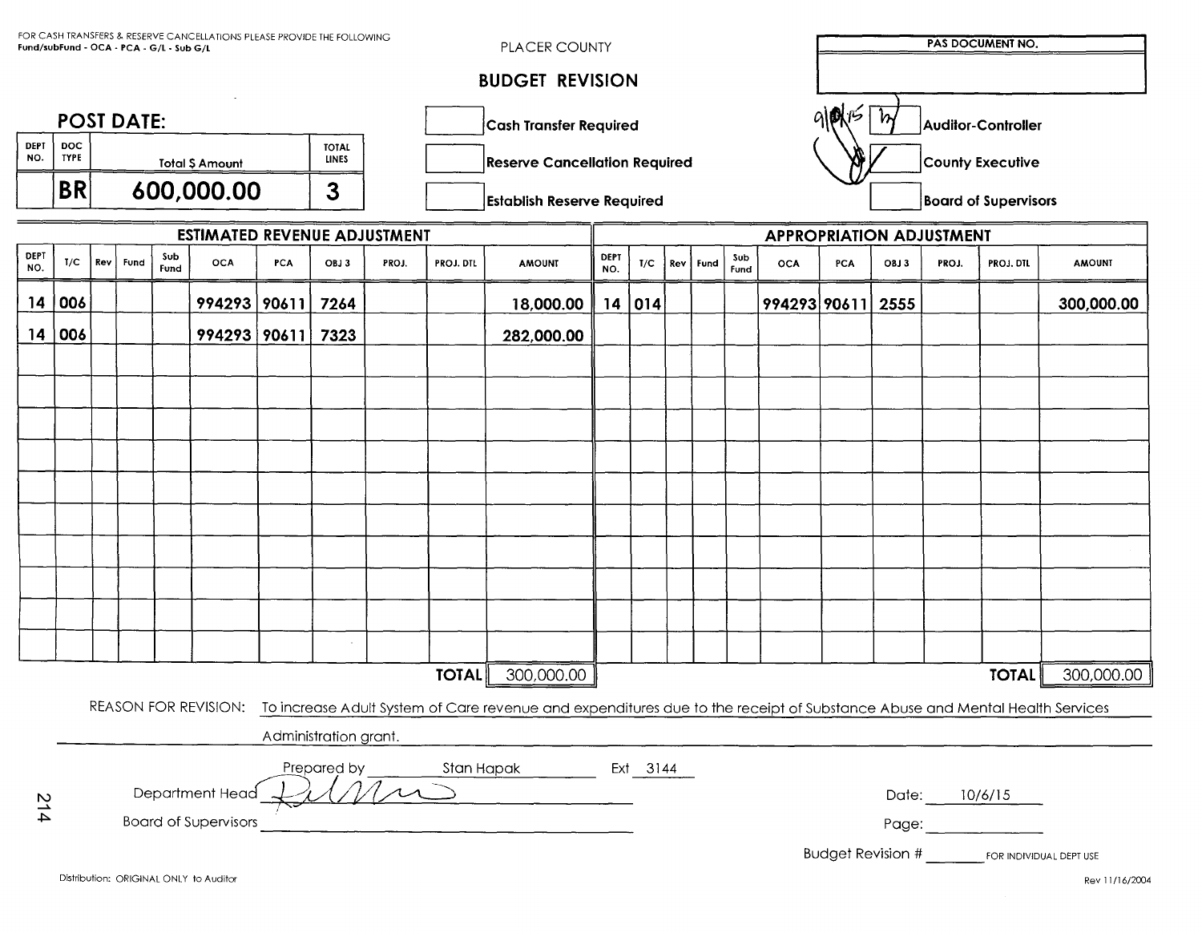FOR CASH TRANSFERS & RESERVE CANCELLATIONS PLEASE PROVIDE THE FOLLOWING
**Fund/subFund - OCA - PCA - G/L - Sub G/L**

PLACER COUNTY

# BUDGET REVISION

| PAS DOCUMENT NO. |
|---|
| |

## POST DATE:

| DEPT NO. | DOC TYPE | Total $ Amount | TOTAL LINES |
|---|---|---|---|
| | BR | 600,000.00 | 3 |

| | |
|---|---|
| [ ] | Cash Transfer Required |
| [ ] | Reserve Cancellation Required |
| [ ] | Establish Reserve Required |

| | |
|---|---|
| 9/8/15 | Auditor-Controller |
| ✓ | County Executive |
| [ ] | Board of Supervisors |

**ESTIMATED REVENUE ADJUSTMENT**

| DEPT NO. | T/C | Rev | Fund | Sub Fund | OCA | PCA | OBJ 3 | PROJ. | PROJ. DTL | AMOUNT |
|---|---|---|---|---|---|---|---|---|---|---|
| 14 | 006 | | | | 994293 | 90611 | 7264 | | | 18,000.00 |
| 14 | 006 | | | | 994293 | 90611 | 7323 | | | 282,000.00 |
| | | | | | | | | | **TOTAL** | 300,000.00 |

**APPROPRIATION ADJUSTMENT**

| DEPT NO. | T/C | Rev | Fund | Sub Fund | OCA | PCA | OBJ 3 | PROJ. | PROJ. DTL | AMOUNT |
|---|---|---|---|---|---|---|---|---|---|---|
| 14 | 014 | | | | 994293 | 90611 | 2555 | | | 300,000.00 |
| | | | | | | | | | **TOTAL** | 300,000.00 |

REASON FOR REVISION: To increase Adult System of Care revenue and expenditures due to the receipt of Substance Abuse and Mental Health Services Administration grant.

Prepared by Stan Hapak Ext 3144

Department Head [signature]

Board of Supervisors

Date: 10/6/15

Page:

Budget Revision # FOR INDIVIDUAL DEPT USE

214

Distribution: ORIGINAL ONLY to Auditor

Rev 11/16/2004